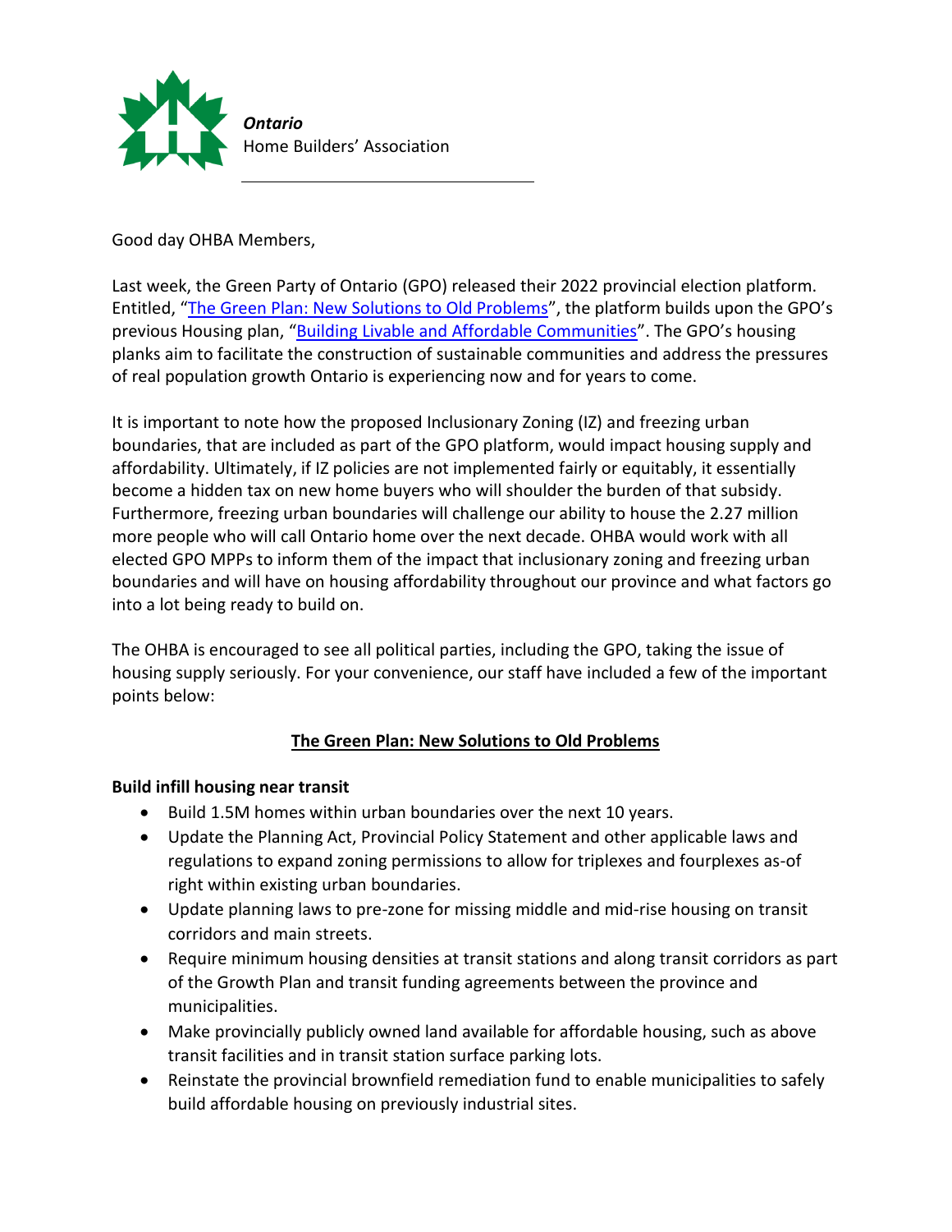*Ontario*
Home Builders' Association

Good day OHBA Members,

Last week, the Green Party of Ontario (GPO) released their 2022 provincial election platform. Entitled, "[The Green Plan: New Solutions to Old Problems]()", the platform builds upon the GPO's previous Housing plan, "[Building Livable and Affordable Communities]()". The GPO's housing planks aim to facilitate the construction of sustainable communities and address the pressures of real population growth Ontario is experiencing now and for years to come.

It is important to note how the proposed Inclusionary Zoning (IZ) and freezing urban boundaries, that are included as part of the GPO platform, would impact housing supply and affordability. Ultimately, if IZ policies are not implemented fairly or equitably, it essentially become a hidden tax on new home buyers who will shoulder the burden of that subsidy. Furthermore, freezing urban boundaries will challenge our ability to house the 2.27 million more people who will call Ontario home over the next decade. OHBA would work with all elected GPO MPPs to inform them of the impact that inclusionary zoning and freezing urban boundaries and will have on housing affordability throughout our province and what factors go into a lot being ready to build on.

The OHBA is encouraged to see all political parties, including the GPO, taking the issue of housing supply seriously. For your convenience, our staff have included a few of the important points below:

## The Green Plan: New Solutions to Old Problems

**Build infill housing near transit**

- Build 1.5M homes within urban boundaries over the next 10 years.
- Update the Planning Act, Provincial Policy Statement and other applicable laws and regulations to expand zoning permissions to allow for triplexes and fourplexes as-of right within existing urban boundaries.
- Update planning laws to pre-zone for missing middle and mid-rise housing on transit corridors and main streets.
- Require minimum housing densities at transit stations and along transit corridors as part of the Growth Plan and transit funding agreements between the province and municipalities.
- Make provincially publicly owned land available for affordable housing, such as above transit facilities and in transit station surface parking lots.
- Reinstate the provincial brownfield remediation fund to enable municipalities to safely build affordable housing on previously industrial sites.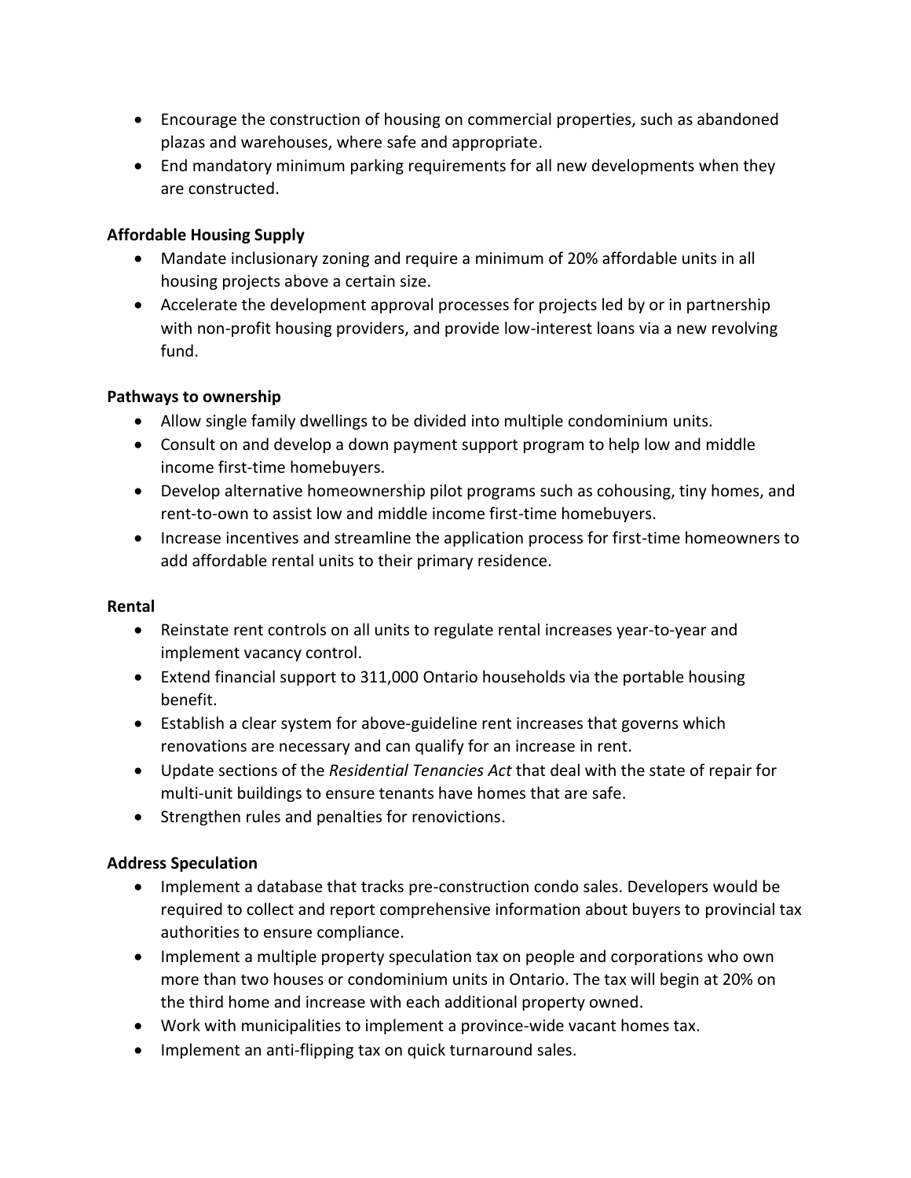- Encourage the construction of housing on commercial properties, such as abandoned plazas and warehouses, where safe and appropriate.
- End mandatory minimum parking requirements for all new developments when they are constructed.

**Affordable Housing Supply**

- Mandate inclusionary zoning and require a minimum of 20% affordable units in all housing projects above a certain size.
- Accelerate the development approval processes for projects led by or in partnership with non-profit housing providers, and provide low-interest loans via a new revolving fund.

**Pathways to ownership**

- Allow single family dwellings to be divided into multiple condominium units.
- Consult on and develop a down payment support program to help low and middle income first-time homebuyers.
- Develop alternative homeownership pilot programs such as cohousing, tiny homes, and rent-to-own to assist low and middle income first-time homebuyers.
- Increase incentives and streamline the application process for first-time homeowners to add affordable rental units to their primary residence.

**Rental**

- Reinstate rent controls on all units to regulate rental increases year-to-year and implement vacancy control.
- Extend financial support to 311,000 Ontario households via the portable housing benefit.
- Establish a clear system for above-guideline rent increases that governs which renovations are necessary and can qualify for an increase in rent.
- Update sections of the *Residential Tenancies Act* that deal with the state of repair for multi-unit buildings to ensure tenants have homes that are safe.
- Strengthen rules and penalties for renovictions.

**Address Speculation**

- Implement a database that tracks pre-construction condo sales. Developers would be required to collect and report comprehensive information about buyers to provincial tax authorities to ensure compliance.
- Implement a multiple property speculation tax on people and corporations who own more than two houses or condominium units in Ontario. The tax will begin at 20% on the third home and increase with each additional property owned.
- Work with municipalities to implement a province-wide vacant homes tax.
- Implement an anti-flipping tax on quick turnaround sales.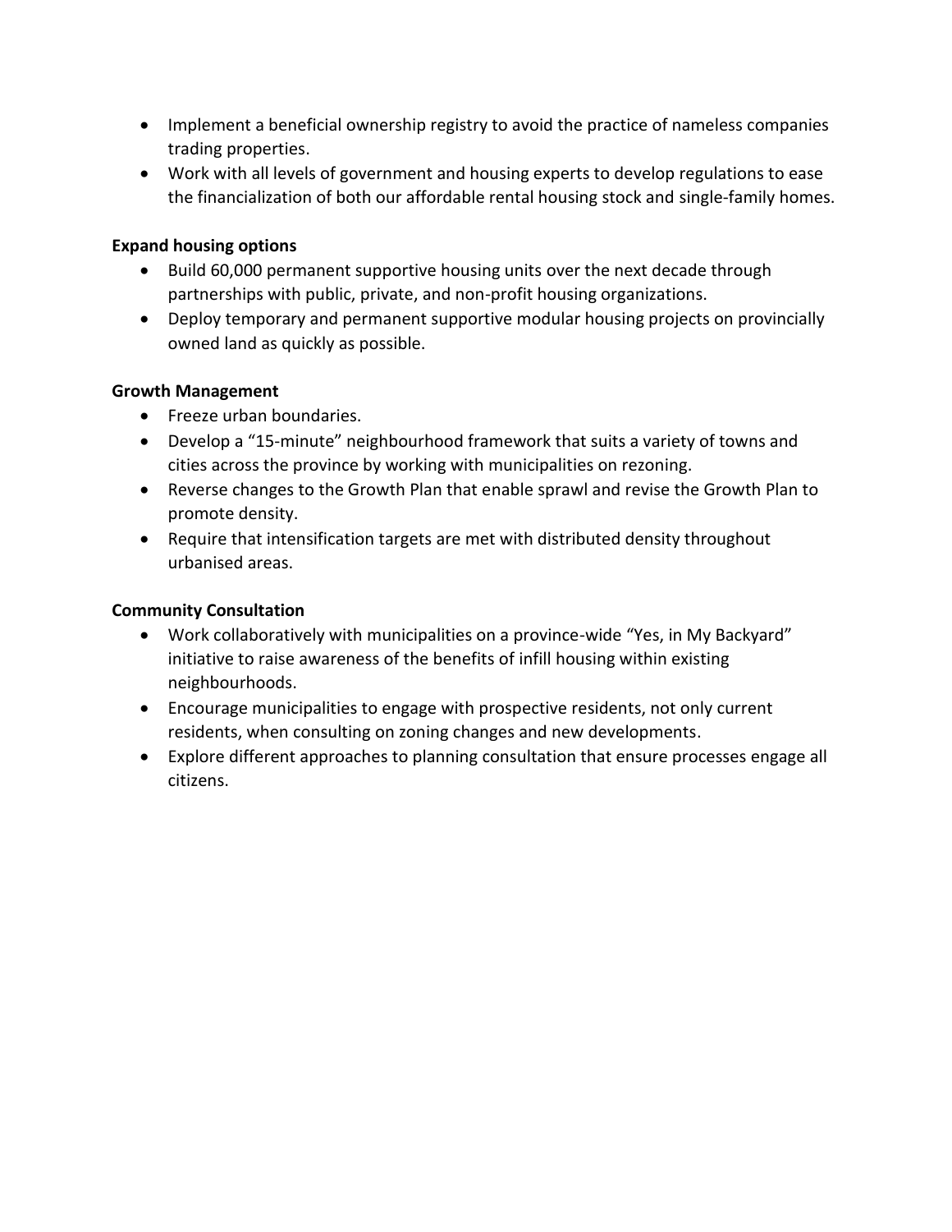- Implement a beneficial ownership registry to avoid the practice of nameless companies trading properties.
- Work with all levels of government and housing experts to develop regulations to ease the financialization of both our affordable rental housing stock and single-family homes.

**Expand housing options**

- Build 60,000 permanent supportive housing units over the next decade through partnerships with public, private, and non-profit housing organizations.
- Deploy temporary and permanent supportive modular housing projects on provincially owned land as quickly as possible.

**Growth Management**

- Freeze urban boundaries.
- Develop a "15-minute" neighbourhood framework that suits a variety of towns and cities across the province by working with municipalities on rezoning.
- Reverse changes to the Growth Plan that enable sprawl and revise the Growth Plan to promote density.
- Require that intensification targets are met with distributed density throughout urbanised areas.

**Community Consultation**

- Work collaboratively with municipalities on a province-wide "Yes, in My Backyard" initiative to raise awareness of the benefits of infill housing within existing neighbourhoods.
- Encourage municipalities to engage with prospective residents, not only current residents, when consulting on zoning changes and new developments.
- Explore different approaches to planning consultation that ensure processes engage all citizens.